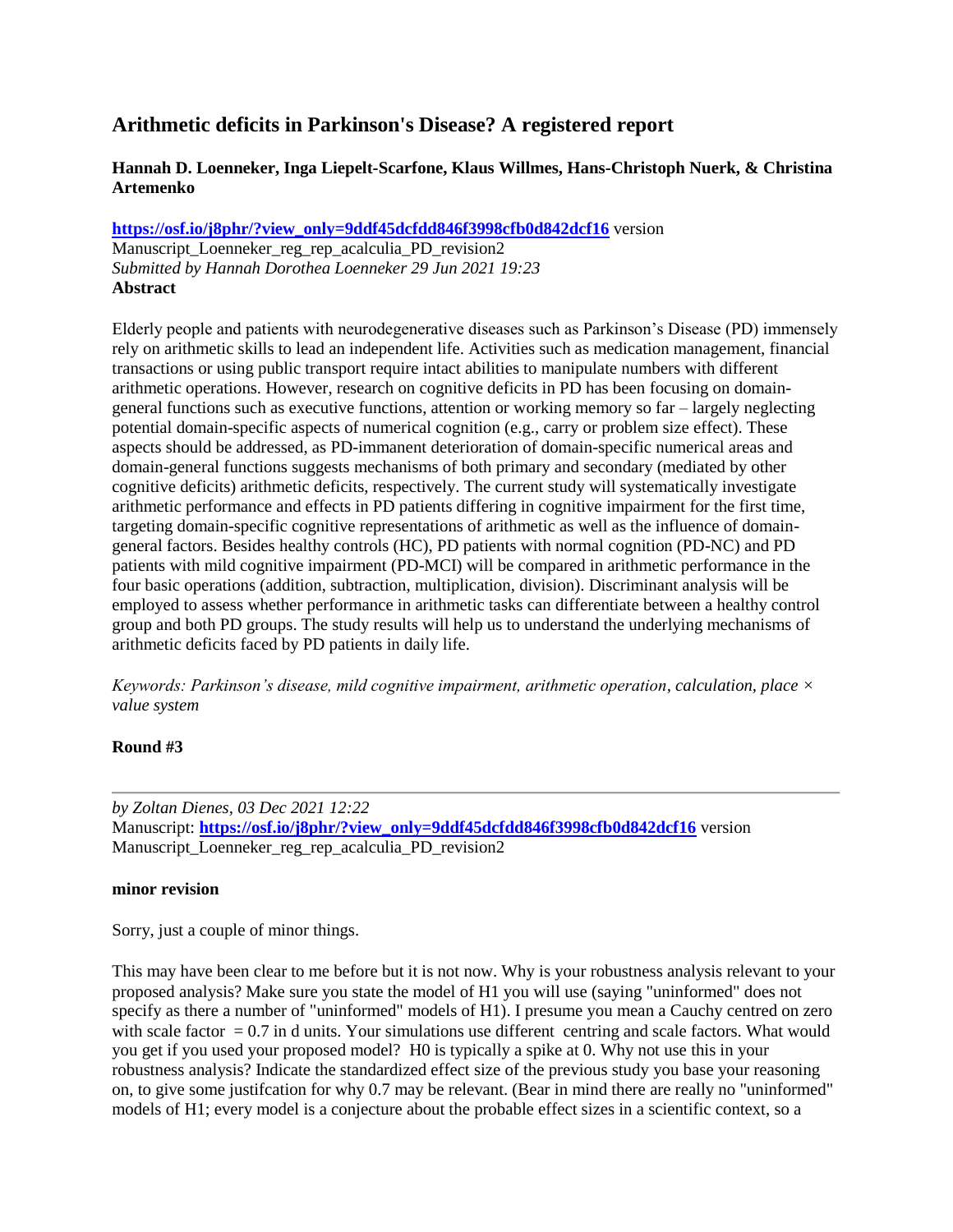# Arithmetic deficits in Parkinson's Disease? A registered report

**Hannah D. Loenneker, Inga Liepelt-Scarfone, Klaus Willmes, Hans-Christoph Nuerk, & Christina Artemenko**

**https://osf.io/j8phr/?view_only=9ddf45dcfdd846f3998cfb0d842dcf16** version Manuscript_Loenneker_reg_rep_acalculia_PD_revision2
*Submitted by Hannah Dorothea Loenneker 29 Jun 2021 19:23*
**Abstract**

Elderly people and patients with neurodegenerative diseases such as Parkinson's Disease (PD) immensely rely on arithmetic skills to lead an independent life. Activities such as medication management, financial transactions or using public transport require intact abilities to manipulate numbers with different arithmetic operations. However, research on cognitive deficits in PD has been focusing on domain-general functions such as executive functions, attention or working memory so far – largely neglecting potential domain-specific aspects of numerical cognition (e.g., carry or problem size effect). These aspects should be addressed, as PD-immanent deterioration of domain-specific numerical areas and domain-general functions suggests mechanisms of both primary and secondary (mediated by other cognitive deficits) arithmetic deficits, respectively. The current study will systematically investigate arithmetic performance and effects in PD patients differing in cognitive impairment for the first time, targeting domain-specific cognitive representations of arithmetic as well as the influence of domain-general factors. Besides healthy controls (HC), PD patients with normal cognition (PD-NC) and PD patients with mild cognitive impairment (PD-MCI) will be compared in arithmetic performance in the four basic operations (addition, subtraction, multiplication, division). Discriminant analysis will be employed to assess whether performance in arithmetic tasks can differentiate between a healthy control group and both PD groups. The study results will help us to understand the underlying mechanisms of arithmetic deficits faced by PD patients in daily life.

*Keywords: Parkinson's disease, mild cognitive impairment, arithmetic operation, calculation, place × value system*

**Round #3**

---

*by Zoltan Dienes, 03 Dec 2021 12:22*
Manuscript: **https://osf.io/j8phr/?view_only=9ddf45dcfdd846f3998cfb0d842dcf16** version Manuscript_Loenneker_reg_rep_acalculia_PD_revision2

**minor revision**

Sorry, just a couple of minor things.

This may have been clear to me before but it is not now. Why is your robustness analysis relevant to your proposed analysis? Make sure you state the model of H1 you will use (saying "uninformed" does not specify as there a number of "uninformed" models of H1). I presume you mean a Cauchy centred on zero with scale factor = 0.7 in d units. Your simulations use different centring and scale factors. What would you get if you used your proposed model? H0 is typically a spike at 0. Why not use this in your robustness analysis? Indicate the standardized effect size of the previous study you base your reasoning on, to give some justifcation for why 0.7 may be relevant. (Bear in mind there are really no "uninformed" models of H1; every model is a conjecture about the probable effect sizes in a scientific context, so a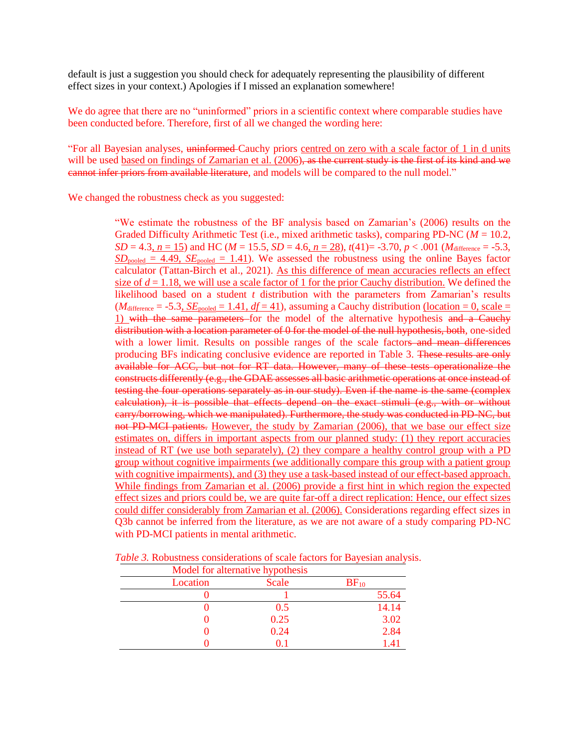default is just a suggestion you should check for adequately representing the plausibility of different effect sizes in your context.) Apologies if I missed an explanation somewhere!

We do agree that there are no "uninformed" priors in a scientific context where comparable studies have been conducted before. Therefore, first of all we changed the wording here:

"For all Bayesian analyses, ~~uninformed~~ Cauchy priors centred on zero with a scale factor of 1 in d units will be used based on findings of Zamarian et al. (2006)~~, as the current study is the first of its kind and we cannot infer priors from available literature~~, and models will be compared to the null model."

We changed the robustness check as you suggested:

> "We estimate the robustness of the BF analysis based on Zamarian's (2006) results on the Graded Difficulty Arithmetic Test (i.e., mixed arithmetic tasks), comparing PD-NC ($M$ = 10.2, $SD$ = 4.3, $n$ = 15) and HC ($M$ = 15.5, $SD$ = 4.6, $n$ = 28), $t(41)$= -3.70, $p < .001$ ($M_{\text{difference}}$ = -5.3, $SD_{\text{pooled}}$ = 4.49, $SE_{\text{pooled}}$ = 1.41). We assessed the robustness using the online Bayes factor calculator (Tattan-Birch et al., 2021). As this difference of mean accuracies reflects an effect size of $d$ = 1.18, we will use a scale factor of 1 for the prior Cauchy distribution. We defined the likelihood based on a student $t$ distribution with the parameters from Zamarian's results ($M_{\text{difference}}$ = -5.3, $SE_{\text{pooled}}$ = 1.41, $df$ = 41), assuming a Cauchy distribution (location = 0, scale = 1) ~~with the same parameters~~ for the model of the alternative hypothesis ~~and a Cauchy distribution with a location parameter of 0 for the model of the null hypothesis, both~~, one-sided with a lower limit. Results on possible ranges of the scale factor~~s and mean differences~~ producing BFs indicating conclusive evidence are reported in Table 3. ~~These results are only available for ACC, but not for RT data. However, many of these tests operationalize the constructs differently (e.g., the GDAE assesses all basic arithmetic operations at once instead of testing the four operations separately as in our study). Even if the name is the same (complex calculation), it is possible that effects depend on the exact stimuli (e.g., with or without carry/borrowing, which we manipulated). Furthermore, the study was conducted in PD-NC, but not PD-MCI patients.~~ However, the study by Zamarian (2006), that we base our effect size estimates on, differs in important aspects from our planned study: (1) they report accuracies instead of RT (we use both separately), (2) they compare a healthy control group with a PD group without cognitive impairments (we additionally compare this group with a patient group with cognitive impairments), and (3) they use a task-based instead of our effect-based approach. While findings from Zamarian et al. (2006) provide a first hint in which region the expected effect sizes and priors could be, we are quite far-off a direct replication: Hence, our effect sizes could differ considerably from Zamarian et al. (2006). Considerations regarding effect sizes in Q3b cannot be inferred from the literature, as we are not aware of a study comparing PD-NC with PD-MCI patients in mental arithmetic.

*Table 3.* Robustness considerations of scale factors for Bayesian analysis.

| Model for alternative hypothesis | | |
|---|---|---|
| Location | Scale | $BF_{10}$ |
| 0 | 1 | 55.64 |
| 0 | 0.5 | 14.14 |
| 0 | 0.25 | 3.02 |
| 0 | 0.24 | 2.84 |
| 0 | 0.1 | 1.41 |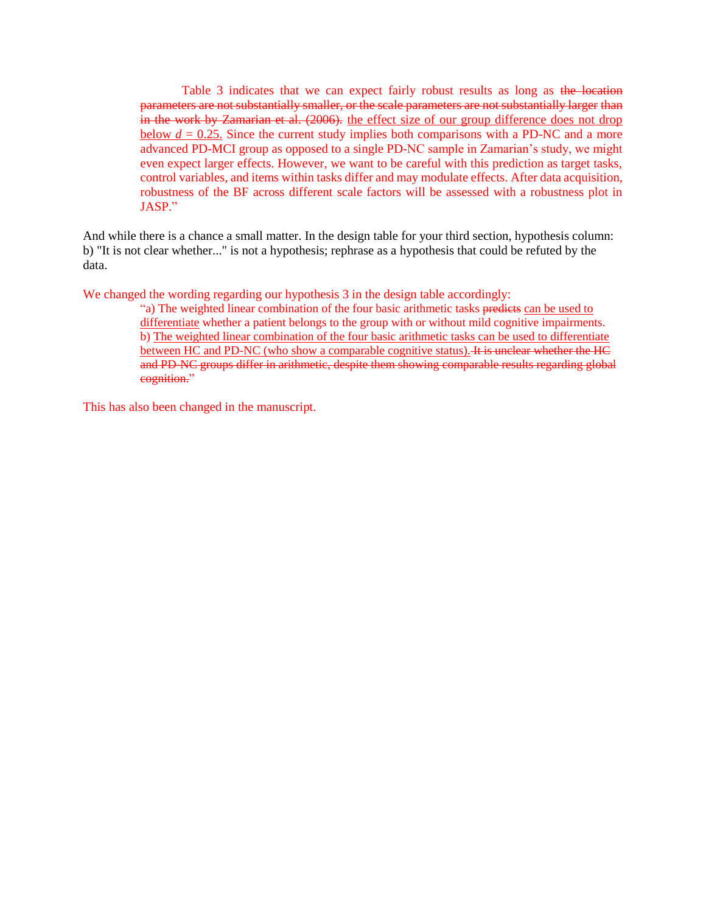> Table 3 indicates that we can expect fairly robust results as long as ~~the location parameters are not substantially smaller, or the scale parameters are not substantially larger~~ ~~than in the work by Zamarian et al. (2006).~~ <u>the effect size of our group difference does not drop below *d* = 0.25.</u> Since the current study implies both comparisons with a PD-NC and a more advanced PD-MCI group as opposed to a single PD-NC sample in Zamarian's study, we might even expect larger effects. However, we want to be careful with this prediction as target tasks, control variables, and items within tasks differ and may modulate effects. After data acquisition, robustness of the BF across different scale factors will be assessed with a robustness plot in JASP."

And while there is a chance a small matter. In the design table for your third section, hypothesis column: b) "It is not clear whether..." is not a hypothesis; rephrase as a hypothesis that could be refuted by the data.

We changed the wording regarding our hypothesis 3 in the design table accordingly:

> "a) The weighted linear combination of the four basic arithmetic tasks ~~predicts~~ <u>can be used to differentiate</u> whether a patient belongs to the group with or without mild cognitive impairments.
> b) <u>The weighted linear combination of the four basic arithmetic tasks can be used to differentiate between HC and PD-NC (who show a comparable cognitive status).</u> ~~It is unclear whether the HC and PD-NC groups differ in arithmetic, despite them showing comparable results regarding global cognition.~~"

This has also been changed in the manuscript.